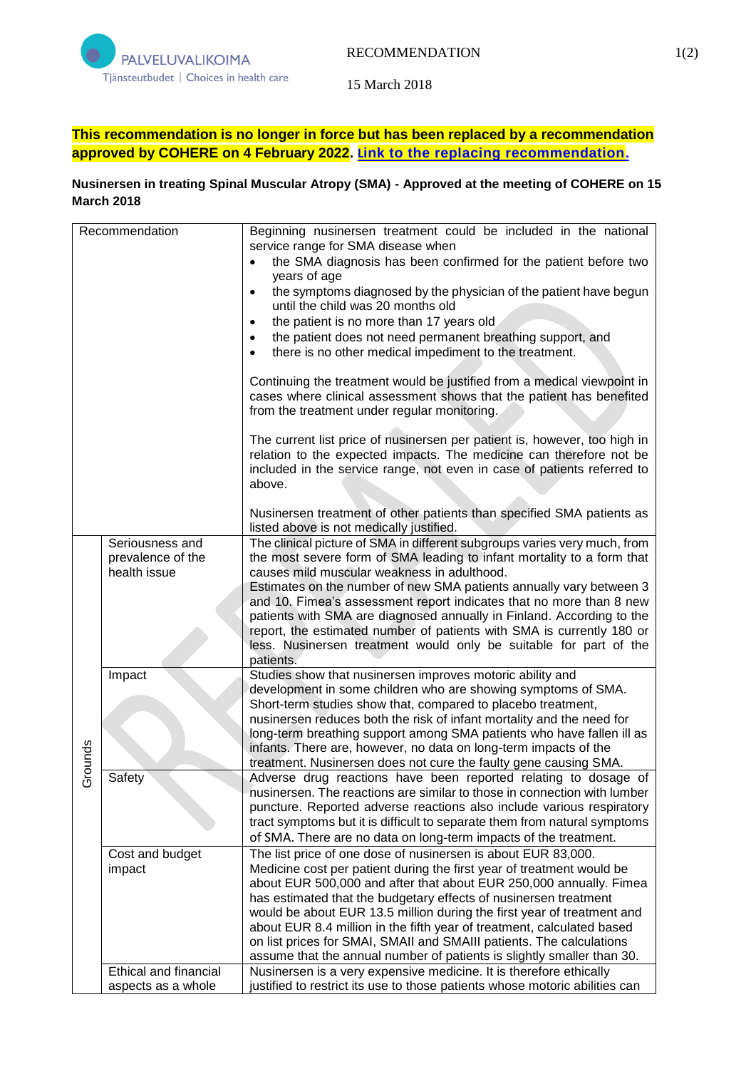PALVELUVALIKOIMA
Tjänsteutbudet | Choices in health care

RECOMMENDATION

15 March 2018

**This recommendation is no longer in force but has been replaced by a recommendation approved by COHERE on 4 February 2022. Link to the replacing recommendation.**

**Nusinersen in treating Spinal Muscular Atropy (SMA) - Approved at the meeting of COHERE on 15 March 2018**

| Recommendation | | Beginning nusinersen treatment could be included in the national service range for SMA disease when<br>• the SMA diagnosis has been confirmed for the patient before two years of age<br>• the symptoms diagnosed by the physician of the patient have begun until the child was 20 months old<br>• the patient is no more than 17 years old<br>• the patient does not need permanent breathing support, and<br>• there is no other medical impediment to the treatment.<br><br>Continuing the treatment would be justified from a medical viewpoint in cases where clinical assessment shows that the patient has benefited from the treatment under regular monitoring.<br><br>The current list price of nusinersen per patient is, however, too high in relation to the expected impacts. The medicine can therefore not be included in the service range, not even in case of patients referred to above.<br><br>Nusinersen treatment of other patients than specified SMA patients as listed above is not medically justified. |
|---|---|---|
| Grounds | Seriousness and prevalence of the health issue | The clinical picture of SMA in different subgroups varies very much, from the most severe form of SMA leading to infant mortality to a form that causes mild muscular weakness in adulthood.<br>Estimates on the number of new SMA patients annually vary between 3 and 10. Fimea's assessment report indicates that no more than 8 new patients with SMA are diagnosed annually in Finland. According to the report, the estimated number of patients with SMA is currently 180 or less. Nusinersen treatment would only be suitable for part of the patients. |
| | Impact | Studies show that nusinersen improves motoric ability and development in some children who are showing symptoms of SMA. Short-term studies show that, compared to placebo treatment, nusinersen reduces both the risk of infant mortality and the need for long-term breathing support among SMA patients who have fallen ill as infants. There are, however, no data on long-term impacts of the treatment. Nusinersen does not cure the faulty gene causing SMA. |
| | Safety | Adverse drug reactions have been reported relating to dosage of nusinersen. The reactions are similar to those in connection with lumber puncture. Reported adverse reactions also include various respiratory tract symptoms but it is difficult to separate them from natural symptoms of SMA. There are no data on long-term impacts of the treatment. |
| | Cost and budget impact | The list price of one dose of nusinersen is about EUR 83,000. Medicine cost per patient during the first year of treatment would be about EUR 500,000 and after that about EUR 250,000 annually. Fimea has estimated that the budgetary effects of nusinersen treatment would be about EUR 13.5 million during the first year of treatment and about EUR 8.4 million in the fifth year of treatment, calculated based on list prices for SMAI, SMAII and SMAIII patients. The calculations assume that the annual number of patients is slightly smaller than 30. |
| | Ethical and financial aspects as a whole | Nusinersen is a very expensive medicine. It is therefore ethically justified to restrict its use to those patients whose motoric abilities can |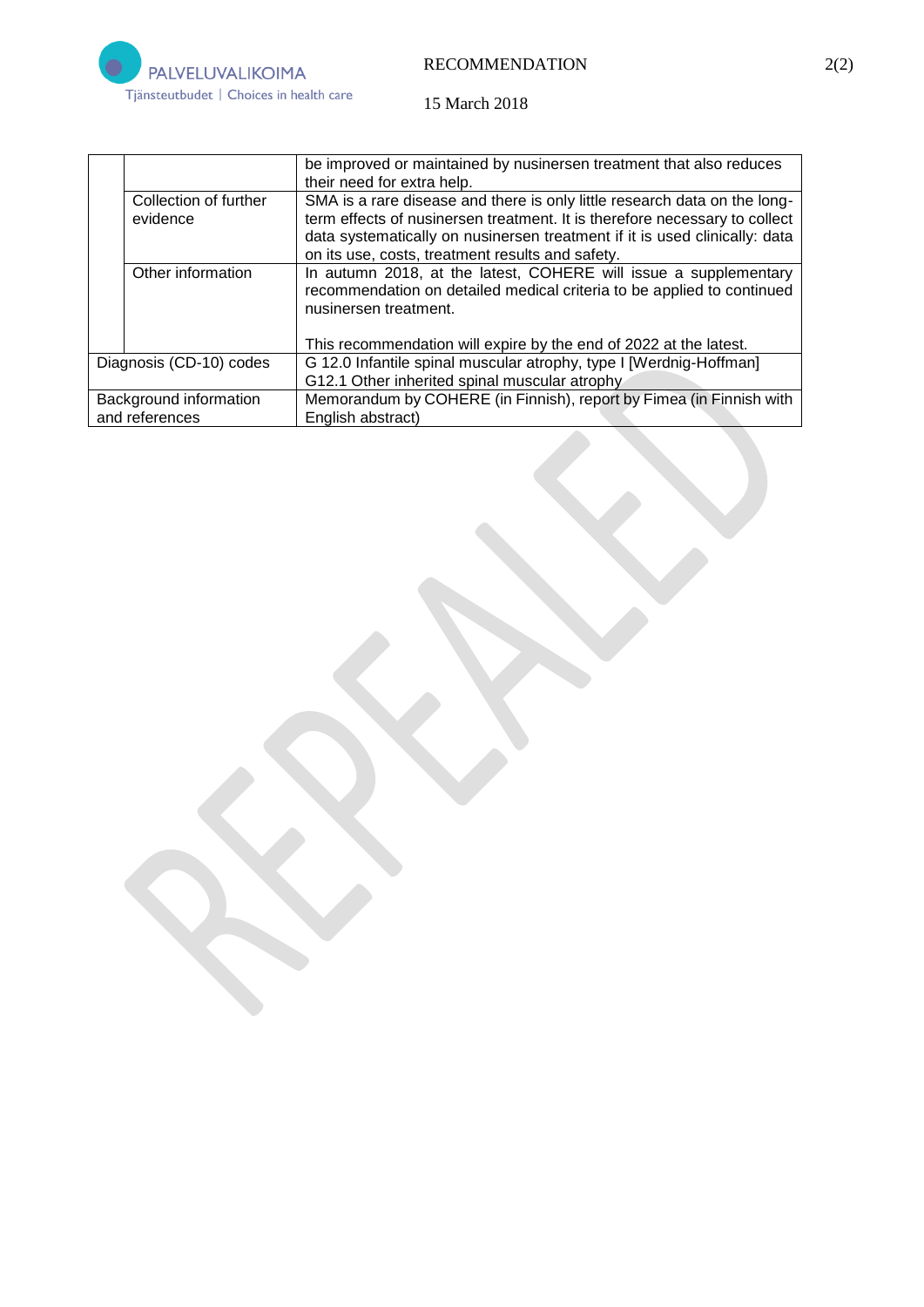| | | |
|---|---|---|
| | | be improved or maintained by nusinersen treatment that also reduces their need for extra help. |
| | Collection of further evidence | SMA is a rare disease and there is only little research data on the long-term effects of nusinersen treatment. It is therefore necessary to collect data systematically on nusinersen treatment if it is used clinically: data on its use, costs, treatment results and safety. |
| | Other information | In autumn 2018, at the latest, COHERE will issue a supplementary recommendation on detailed medical criteria to be applied to continued nusinersen treatment.<br><br>This recommendation will expire by the end of 2022 at the latest. |
| Diagnosis (CD-10) codes | | G 12.0 Infantile spinal muscular atrophy, type I [Werdnig-Hoffman]<br>G12.1 Other inherited spinal muscular atrophy |
| Background information and references | | Memorandum by COHERE (in Finnish), report by Fimea (in Finnish with English abstract) |

REPEALED